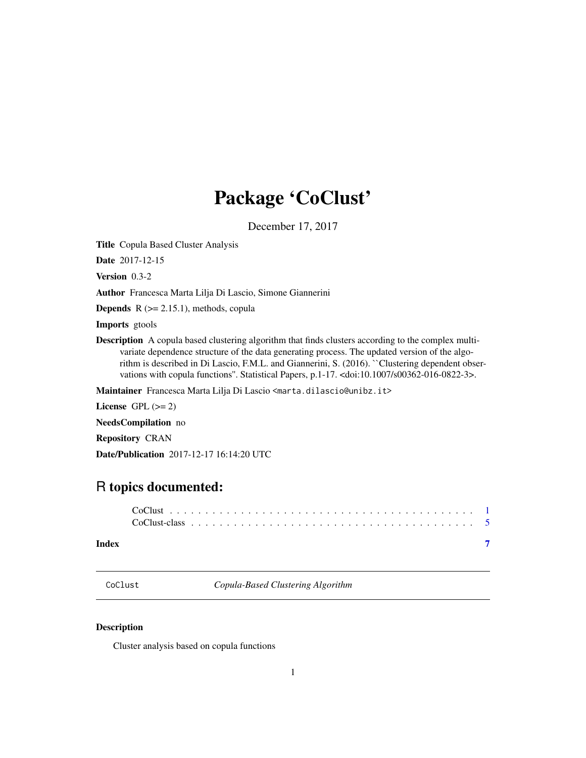# Package 'CoClust'

December 17, 2017

**Title** Copula Based Cluster Analysis

**Date** 2017-12-15

**Version** 0.3-2

**Author** Francesca Marta Lilja Di Lascio, Simone Giannerini

**Depends** R (>= 2.15.1), methods, copula

**Imports** gtools

**Description** A copula based clustering algorithm that finds clusters according to the complex multivariate dependence structure of the data generating process. The updated version of the algorithm is described in Di Lascio, F.M.L. and Giannerini, S. (2016). ``Clustering dependent observations with copula functions''. Statistical Papers, p.1-17. <doi:10.1007/s00362-016-0822-3>.

**Maintainer** Francesca Marta Lilja Di Lascio <marta.dilascio@unibz.it>

**License** GPL (>= 2)

**NeedsCompilation** no

**Repository** CRAN

**Date/Publication** 2017-12-17 16:14:20 UTC

## R topics documented:

| | |
|---|---|
| CoClust | 1 |
| CoClust-class | 5 |
| **Index** | **7** |

---

CoClust *Copula-Based Clustering Algorithm*

---

### Description

Cluster analysis based on copula functions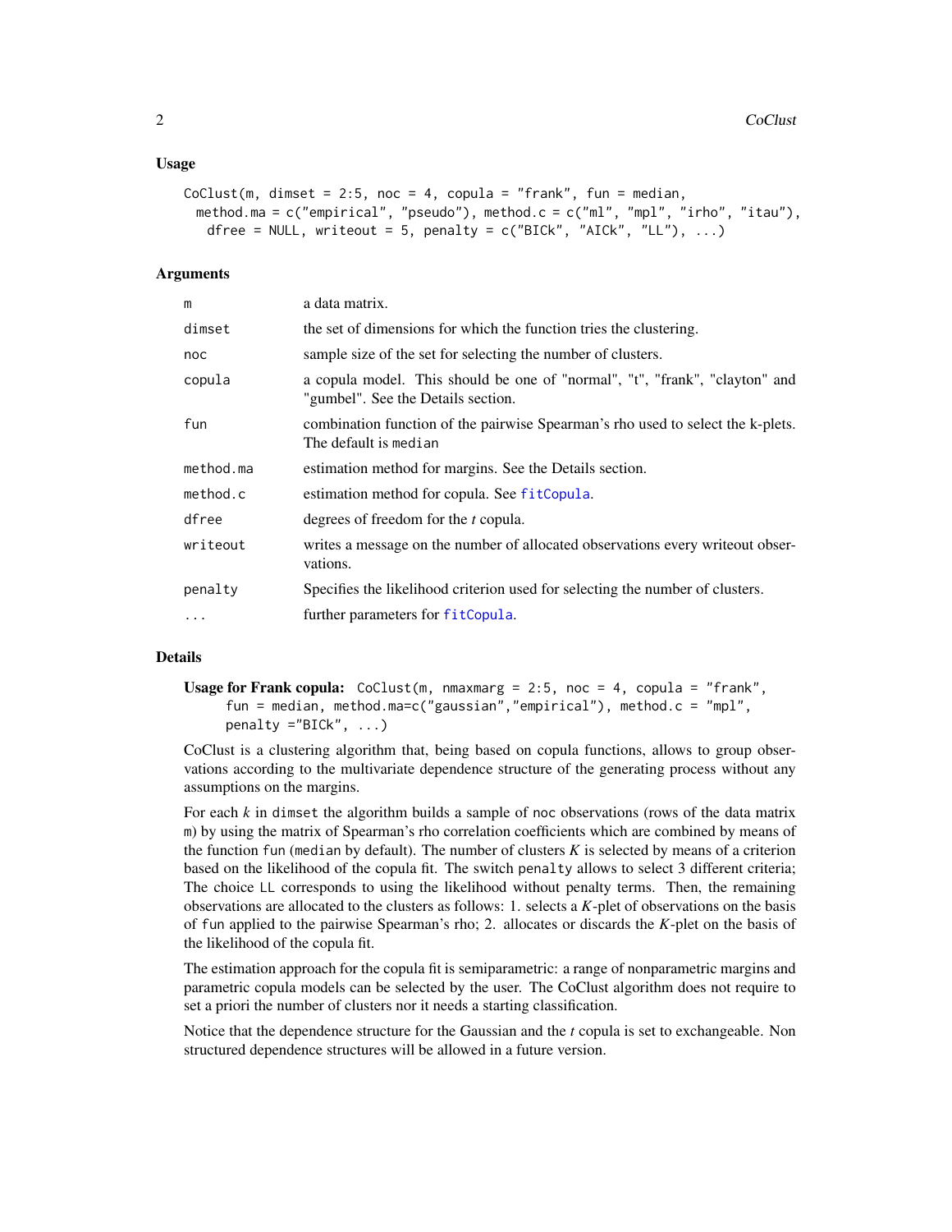## Usage

```
CoClust(m, dimset = 2:5, noc = 4, copula = "frank", fun = median,
  method.ma = c("empirical", "pseudo"), method.c = c("ml", "mpl", "irho", "itau"),
    dfree = NULL, writeout = 5, penalty = c("BICk", "AICk", "LL"), ...)
```

## Arguments

| | |
|---|---|
| `m` | a data matrix. |
| `dimset` | the set of dimensions for which the function tries the clustering. |
| `noc` | sample size of the set for selecting the number of clusters. |
| `copula` | a copula model. This should be one of "normal", "t", "frank", "clayton" and "gumbel". See the Details section. |
| `fun` | combination function of the pairwise Spearman's rho used to select the k-plets. The default is `median` |
| `method.ma` | estimation method for margins. See the Details section. |
| `method.c` | estimation method for copula. See `fitCopula`. |
| `dfree` | degrees of freedom for the *t* copula. |
| `writeout` | writes a message on the number of allocated observations every writeout observations. |
| `penalty` | Specifies the likelihood criterion used for selecting the number of clusters. |
| `...` | further parameters for `fitCopula`. |

## Details

**Usage for Frank copula:** `CoClust(m, nmaxmarg = 2:5, noc = 4, copula = "frank", fun = median, method.ma=c("gaussian","empirical"), method.c = "mpl", penalty ="BICk", ...)`

CoClust is a clustering algorithm that, being based on copula functions, allows to group observations according to the multivariate dependence structure of the generating process without any assumptions on the margins.

For each $k$ in `dimset` the algorithm builds a sample of `noc` observations (rows of the data matrix `m`) by using the matrix of Spearman's rho correlation coefficients which are combined by means of the function `fun` (`median` by default). The number of clusters $K$ is selected by means of a criterion based on the likelihood of the copula fit. The switch `penalty` allows to select 3 different criteria; The choice `LL` corresponds to using the likelihood without penalty terms. Then, the remaining observations are allocated to the clusters as follows: 1. selects a $K$-plet of observations on the basis of `fun` applied to the pairwise Spearman's rho; 2. allocates or discards the $K$-plet on the basis of the likelihood of the copula fit.

The estimation approach for the copula fit is semiparametric: a range of nonparametric margins and parametric copula models can be selected by the user. The CoClust algorithm does not require to set a priori the number of clusters nor it needs a starting classification.

Notice that the dependence structure for the Gaussian and the *t* copula is set to exchangeable. Non structured dependence structures will be allowed in a future version.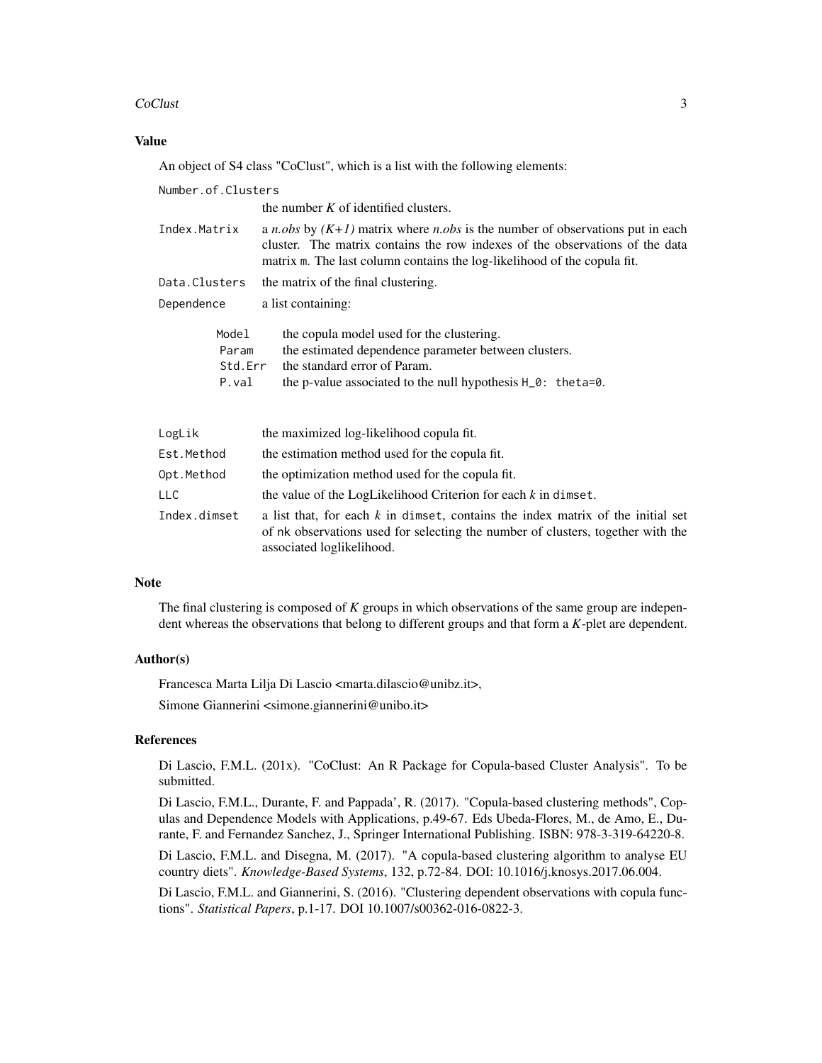## Value

An object of S4 class "CoClust", which is a list with the following elements:

`Number.of.Clusters`
: the number $K$ of identified clusters.

`Index.Matrix`
: a *n.obs* by *(K+1)* matrix where *n.obs* is the number of observations put in each cluster. The matrix contains the row indexes of the observations of the data matrix `m`. The last column contains the log-likelihood of the copula fit.

`Data.Clusters`
: the matrix of the final clustering.

`Dependence`
: a list containing:

  - `Model` the copula model used for the clustering.
  - `Param` the estimated dependence parameter between clusters.
  - `Std.Err` the standard error of Param.
  - `P.val` the p-value associated to the null hypothesis `H_0: theta=0`.

`LogLik`
: the maximized log-likelihood copula fit.

`Est.Method`
: the estimation method used for the copula fit.

`Opt.Method`
: the optimization method used for the copula fit.

`LLC`
: the value of the LogLikelihood Criterion for each $k$ in `dimset`.

`Index.dimset`
: a list that, for each $k$ in `dimset`, contains the index matrix of the initial set of `nk` observations used for selecting the number of clusters, together with the associated loglikelihood.

## Note

The final clustering is composed of $K$ groups in which observations of the same group are independent whereas the observations that belong to different groups and that form a $K$-plet are dependent.

## Author(s)

Francesca Marta Lilja Di Lascio <marta.dilascio@unibz.it>,

Simone Giannerini <simone.giannerini@unibo.it>

## References

Di Lascio, F.M.L. (201x). "CoClust: An R Package for Copula-based Cluster Analysis". To be submitted.

Di Lascio, F.M.L., Durante, F. and Pappada', R. (2017). "Copula-based clustering methods", Copulas and Dependence Models with Applications, p.49-67. Eds Ubeda-Flores, M., de Amo, E., Durante, F. and Fernandez Sanchez, J., Springer International Publishing. ISBN: 978-3-319-64220-8.

Di Lascio, F.M.L. and Disegna, M. (2017). "A copula-based clustering algorithm to analyse EU country diets". *Knowledge-Based Systems*, 132, p.72-84. DOI: 10.1016/j.knosys.2017.06.004.

Di Lascio, F.M.L. and Giannerini, S. (2016). "Clustering dependent observations with copula functions". *Statistical Papers*, p.1-17. DOI 10.1007/s00362-016-0822-3.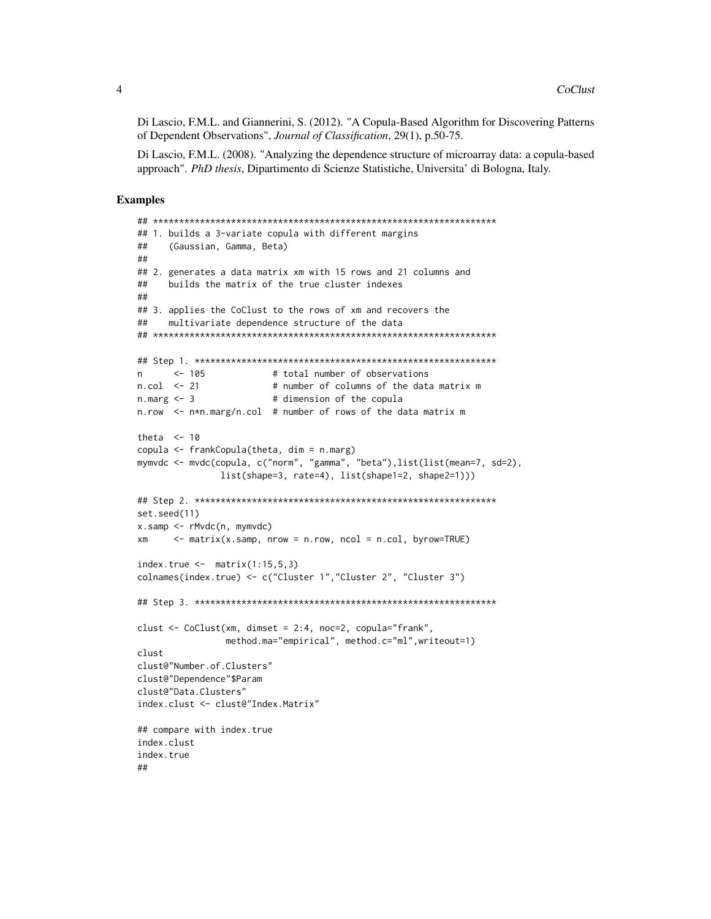Di Lascio, F.M.L. and Giannerini, S. (2012). "A Copula-Based Algorithm for Discovering Patterns of Dependent Observations", *Journal of Classification*, 29(1), p.50-75.

Di Lascio, F.M.L. (2008). "Analyzing the dependence structure of microarray data: a copula-based approach". *PhD thesis*, Dipartimento di Scienze Statistiche, Universita' di Bologna, Italy.

## Examples

```
## *******************************************************************
## 1. builds a 3-variate copula with different margins
##    (Gaussian, Gamma, Beta)
##
## 2. generates a data matrix xm with 15 rows and 21 columns and
##    builds the matrix of the true cluster indexes
##
## 3. applies the CoClust to the rows of xm and recovers the
##    multivariate dependence structure of the data
## *******************************************************************

## Step 1. ***********************************************************
n      <- 105            # total number of observations
n.col  <- 21             # number of columns of the data matrix m
n.marg <- 3              # dimension of the copula
n.row  <- n*n.marg/n.col  # number of rows of the data matrix m

theta  <- 10
copula <- frankCopula(theta, dim = n.marg)
mymvdc <- mvdc(copula, c("norm", "gamma", "beta"),list(list(mean=7, sd=2),
               list(shape=3, rate=4), list(shape1=2, shape2=1)))

## Step 2. ***********************************************************
set.seed(11)
x.samp <- rMvdc(n, mymvdc)
xm     <- matrix(x.samp, nrow = n.row, ncol = n.col, byrow=TRUE)

index.true <-  matrix(1:15,5,3)
colnames(index.true) <- c("Cluster 1","Cluster 2", "Cluster 3")

## Step 3. ***********************************************************

clust <- CoClust(xm, dimset = 2:4, noc=2, copula="frank",
                 method.ma="empirical", method.c="ml",writeout=1)
clust
clust@"Number.of.Clusters"
clust@"Dependence"$Param
clust@"Data.Clusters"
index.clust <- clust@"Index.Matrix"

## compare with index.true
index.clust
index.true
##
```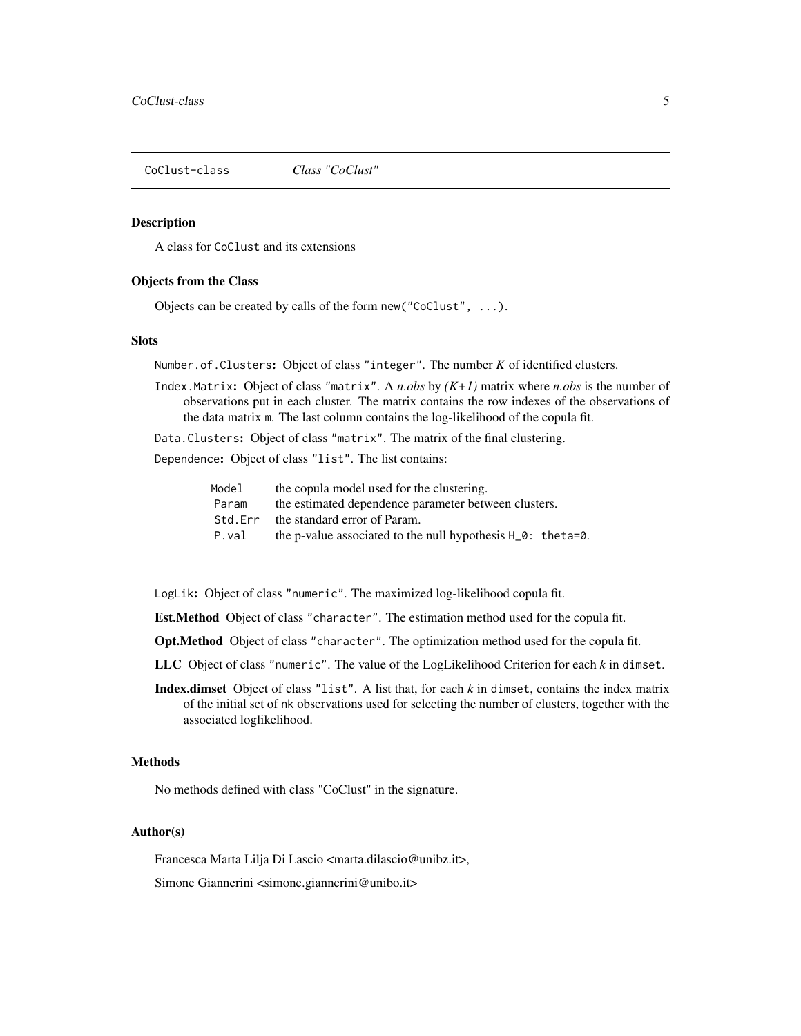# CoClust-class &nbsp;&nbsp;&nbsp; *Class "CoClust"*

## Description

A class for `CoClust` and its extensions

## Objects from the Class

Objects can be created by calls of the form `new("CoClust", ...)`.

## Slots

`Number.of.Clusters`: Object of class `"integer"`. The number *K* of identified clusters.

`Index.Matrix`: Object of class `"matrix"`. A *n.obs* by *(K+1)* matrix where *n.obs* is the number of observations put in each cluster. The matrix contains the row indexes of the observations of the data matrix `m`. The last column contains the log-likelihood of the copula fit.

`Data.Clusters`: Object of class `"matrix"`. The matrix of the final clustering.

`Dependence`: Object of class `"list"`. The list contains:

| | |
|---|---|
| `Model` | the copula model used for the clustering. |
| `Param` | the estimated dependence parameter between clusters. |
| `Std.Err` | the standard error of Param. |
| `P.val` | the p-value associated to the null hypothesis `H_0: theta=0`. |

`LogLik`: Object of class `"numeric"`. The maximized log-likelihood copula fit.

**Est.Method** Object of class `"character"`. The estimation method used for the copula fit.

**Opt.Method** Object of class `"character"`. The optimization method used for the copula fit.

**LLC** Object of class `"numeric"`. The value of the LogLikelihood Criterion for each *k* in `dimset`.

**Index.dimset** Object of class `"list"`. A list that, for each *k* in `dimset`, contains the index matrix of the initial set of `nk` observations used for selecting the number of clusters, together with the associated loglikelihood.

## Methods

No methods defined with class "CoClust" in the signature.

## Author(s)

Francesca Marta Lilja Di Lascio <marta.dilascio@unibz.it>,

Simone Giannerini <simone.giannerini@unibo.it>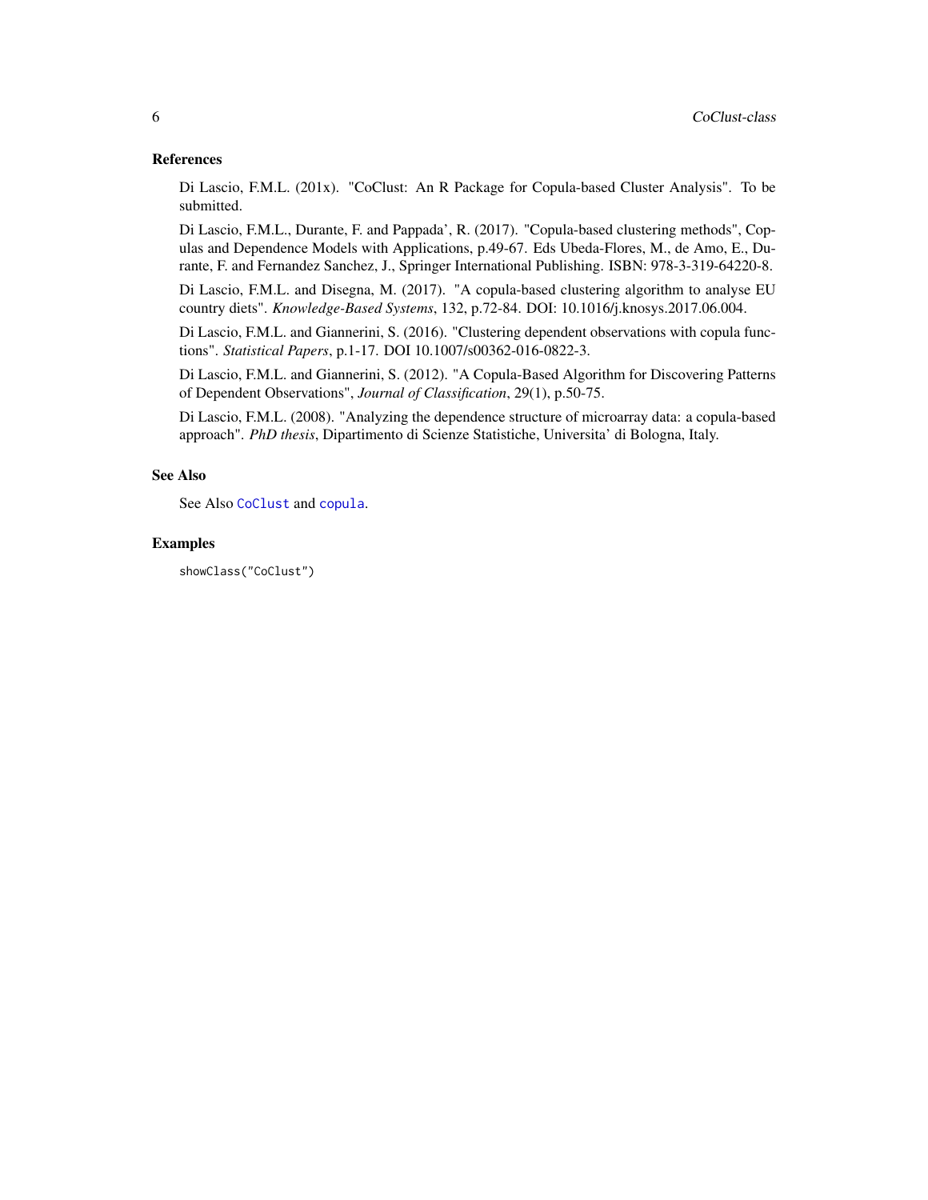### References

Di Lascio, F.M.L. (201x). "CoClust: An R Package for Copula-based Cluster Analysis". To be submitted.

Di Lascio, F.M.L., Durante, F. and Pappada', R. (2017). "Copula-based clustering methods", Copulas and Dependence Models with Applications, p.49-67. Eds Ubeda-Flores, M., de Amo, E., Durante, F. and Fernandez Sanchez, J., Springer International Publishing. ISBN: 978-3-319-64220-8.

Di Lascio, F.M.L. and Disegna, M. (2017). "A copula-based clustering algorithm to analyse EU country diets". *Knowledge-Based Systems*, 132, p.72-84. DOI: 10.1016/j.knosys.2017.06.004.

Di Lascio, F.M.L. and Giannerini, S. (2016). "Clustering dependent observations with copula functions". *Statistical Papers*, p.1-17. DOI 10.1007/s00362-016-0822-3.

Di Lascio, F.M.L. and Giannerini, S. (2012). "A Copula-Based Algorithm for Discovering Patterns of Dependent Observations", *Journal of Classification*, 29(1), p.50-75.

Di Lascio, F.M.L. (2008). "Analyzing the dependence structure of microarray data: a copula-based approach". *PhD thesis*, Dipartimento di Scienze Statistiche, Universita' di Bologna, Italy.

### See Also

See Also `CoClust` and `copula`.

### Examples

```
showClass("CoClust")
```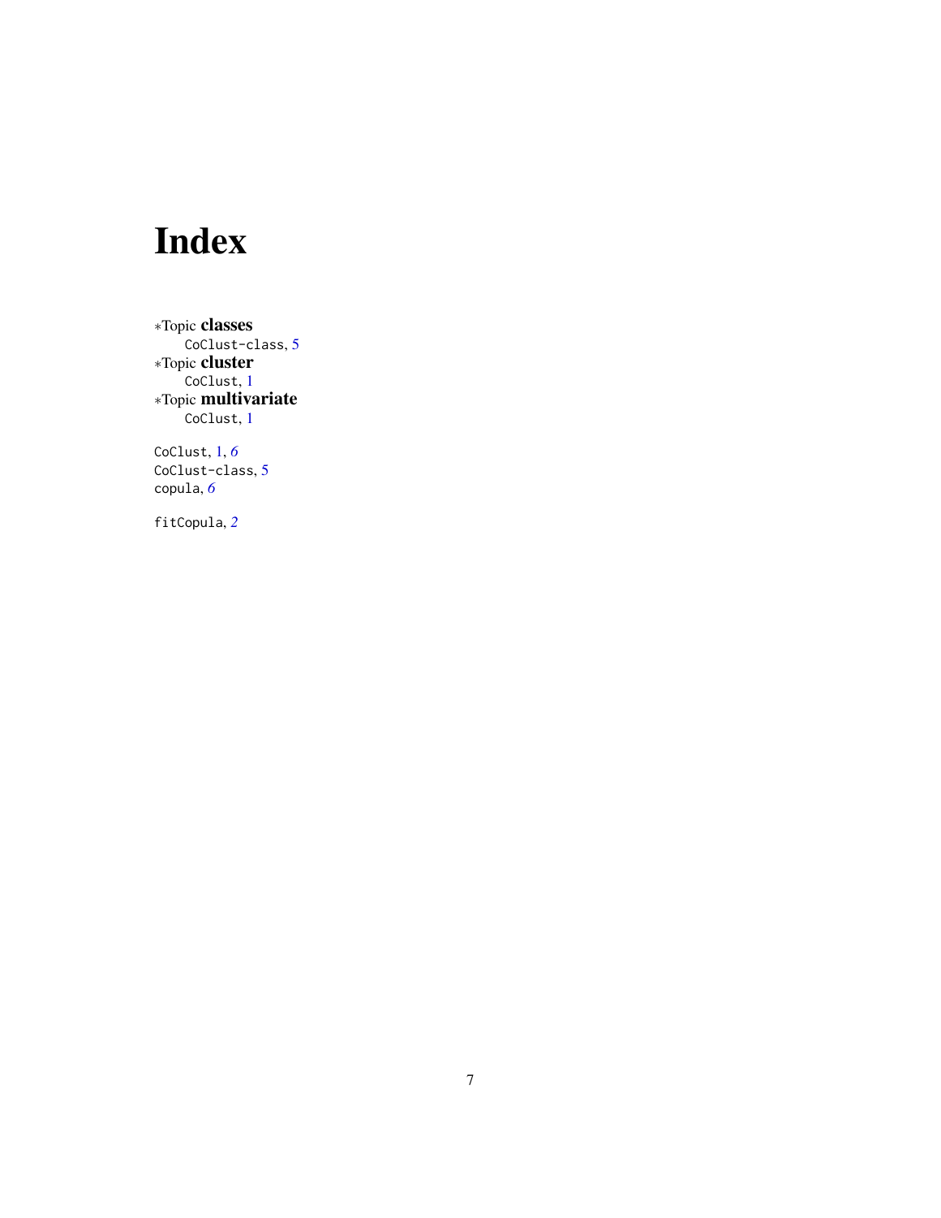# Index

∗Topic **classes**
    CoClust-class, 5
∗Topic **cluster**
    CoClust, 1
∗Topic **multivariate**
    CoClust, 1

CoClust, 1, *6*
CoClust-class, 5
copula, *6*

fitCopula, *2*